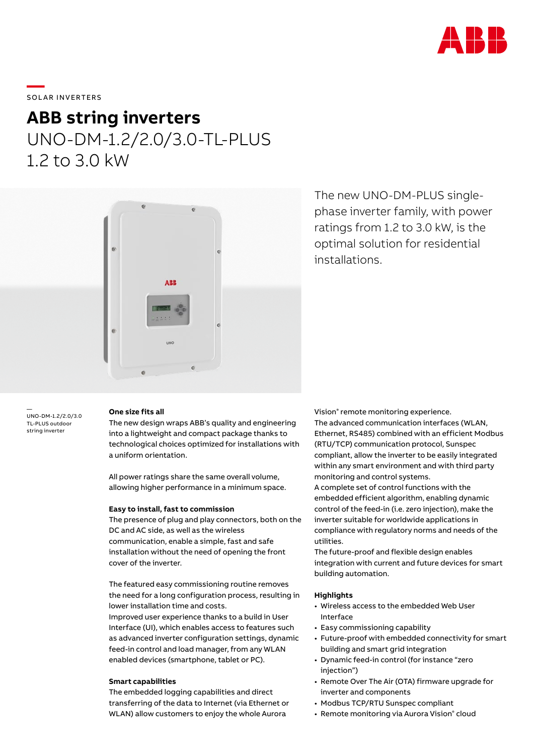SOLAR INVERTERS

# ABB string inverters

## UNO-DM-1.2/2.0/3.0-TL-PLUS
## 1.2 to 3.0 kW

The new UNO-DM-PLUS single-phase inverter family, with power ratings from 1.2 to 3.0 kW, is the optimal solution for residential installations.

—
UNO-DM-1.2/2.0/3.0 TL-PLUS outdoor string inverter

**One size fits all**
The new design wraps ABB's quality and engineering into a lightweight and compact package thanks to technological choices optimized for installations with a uniform orientation.

All power ratings share the same overall volume, allowing higher performance in a minimum space.

**Easy to install, fast to commission**
The presence of plug and play connectors, both on the DC and AC side, as well as the wireless communication, enable a simple, fast and safe installation without the need of opening the front cover of the inverter.

The featured easy commissioning routine removes the need for a long configuration process, resulting in lower installation time and costs.
Improved user experience thanks to a build in User Interface (UI), which enables access to features such as advanced inverter configuration settings, dynamic feed-in control and load manager, from any WLAN enabled devices (smartphone, tablet or PC).

**Smart capabilities**
The embedded logging capabilities and direct transferring of the data to Internet (via Ethernet or WLAN) allow customers to enjoy the whole Aurora Vision® remote monitoring experience.
The advanced communication interfaces (WLAN, Ethernet, RS485) combined with an efficient Modbus (RTU/TCP) communication protocol, Sunspec compliant, allow the inverter to be easily integrated within any smart environment and with third party monitoring and control systems.
A complete set of control functions with the embedded efficient algorithm, enabling dynamic control of the feed-in (i.e. zero injection), make the inverter suitable for worldwide applications in compliance with regulatory norms and needs of the utilities.
The future-proof and flexible design enables integration with current and future devices for smart building automation.

**Highlights**
- Wireless access to the embedded Web User Interface
- Easy commissioning capability
- Future-proof with embedded connectivity for smart building and smart grid integration
- Dynamic feed-in control (for instance “zero injection”)
- Remote Over The Air (OTA) firmware upgrade for inverter and components
- Modbus TCP/RTU Sunspec compliant
- Remote monitoring via Aurora Vision® cloud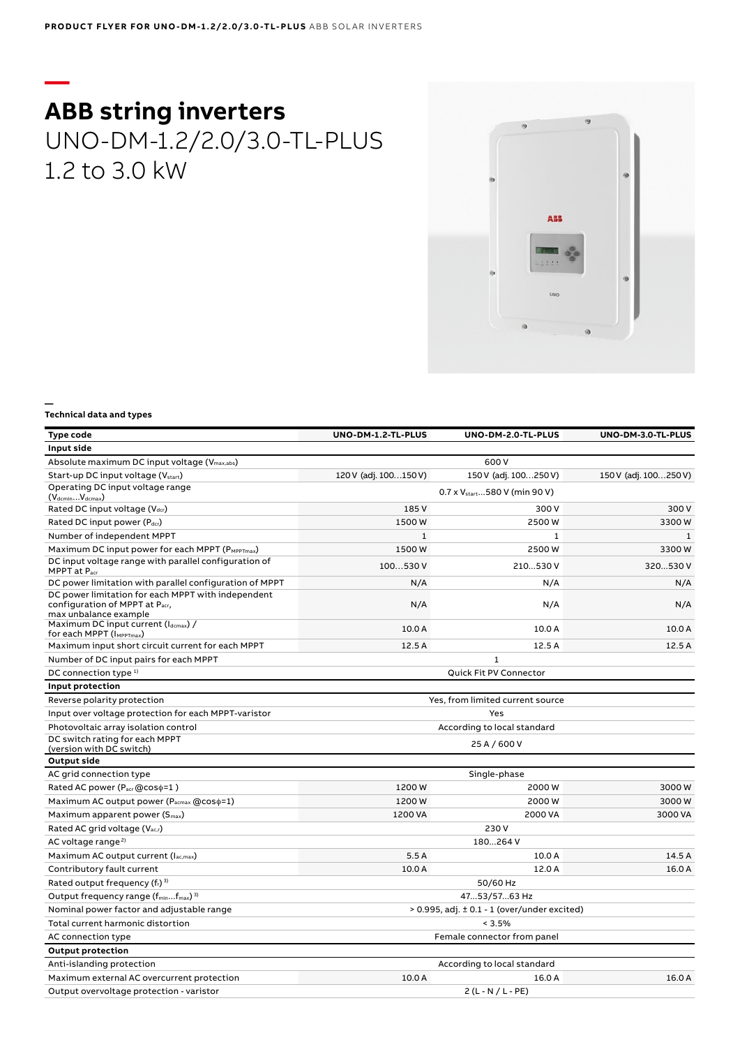# ABB string inverters
UNO-DM-1.2/2.0/3.0-TL-PLUS
1.2 to 3.0 kW

## Technical data and types

| Type code | UNO-DM-1.2-TL-PLUS | UNO-DM-2.0-TL-PLUS | UNO-DM-3.0-TL-PLUS |
|---|---|---|---|
| **Input side** | | | |
| Absolute maximum DC input voltage ($V_{max,abs}$) | 600 V | | |
| Start-up DC input voltage ($V_{start}$) | 120 V (adj. 100…150 V) | 150 V (adj. 100…250 V) | 150 V (adj. 100…250 V) |
| Operating DC input voltage range ($V_{dcmin}$…$V_{dcmax}$) | 0.7 x $V_{start}$…580 V (min 90 V) | | |
| Rated DC input voltage ($V_{dcr}$) | 185 V | 300 V | 300 V |
| Rated DC input power ($P_{dcr}$) | 1500 W | 2500 W | 3300 W |
| Number of independent MPPT | 1 | 1 | 1 |
| Maximum DC input power for each MPPT ($P_{MPPTmax}$) | 1500 W | 2500 W | 3300 W |
| DC input voltage range with parallel configuration of MPPT at $P_{acr}$ | 100…530 V | 210…530 V | 320…530 V |
| DC power limitation with parallel configuration of MPPT | N/A | N/A | N/A |
| DC power limitation for each MPPT with independent configuration of MPPT at $P_{acr}$, max unbalance example | N/A | N/A | N/A |
| Maximum DC input current ($I_{dcmax}$) / for each MPPT ($I_{MPPTmax}$) | 10.0 A | 10.0 A | 10.0 A |
| Maximum input short circuit current for each MPPT | 12.5 A | 12.5 A | 12.5 A |
| Number of DC input pairs for each MPPT | 1 | | |
| DC connection type [1] | Quick Fit PV Connector | | |
| **Input protection** | | | |
| Reverse polarity protection | Yes, from limited current source | | |
| Input over voltage protection for each MPPT-varistor | Yes | | |
| Photovoltaic array isolation control | According to local standard | | |
| DC switch rating for each MPPT (version with DC switch) | 25 A / 600 V | | |
| **Output side** | | | |
| AC grid connection type | Single-phase | | |
| Rated AC power ($P_{acr}$ @cosϕ=1 ) | 1200 W | 2000 W | 3000 W |
| Maximum AC output power ($P_{acmax}$ @cosϕ=1) | 1200 W | 2000 W | 3000 W |
| Maximum apparent power ($S_{max}$) | 1200 VA | 2000 VA | 3000 VA |
| Rated AC grid voltage ($V_{ac,r}$) | 230 V | | |
| AC voltage range [2] | 180…264 V | | |
| Maximum AC output current ($I_{ac,max}$) | 5.5 A | 10.0 A | 14.5 A |
| Contributory fault current | 10.0 A | 12.0 A | 16.0 A |
| Rated output frequency ($f_r$) [3] | 50/60 Hz | | |
| Output frequency range ($f_{min}$…$f_{max}$) [3] | 47…53/57…63 Hz | | |
| Nominal power factor and adjustable range | > 0.995, adj. ± 0.1 - 1 (over/under excited) | | |
| Total current harmonic distortion | < 3.5% | | |
| AC connection type | Female connector from panel | | |
| **Output protection** | | | |
| Anti-islanding protection | According to local standard | | |
| Maximum external AC overcurrent protection | 10.0 A | 16.0 A | 16.0 A |
| Output overvoltage protection - varistor | 2 (L - N / L - PE) | | |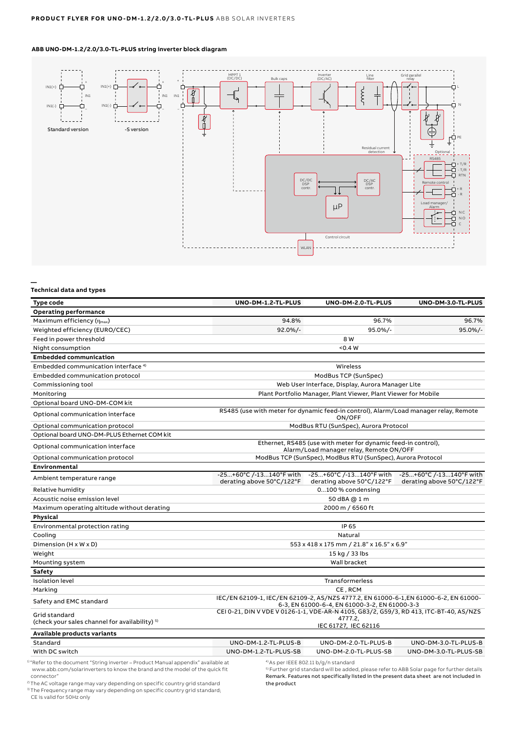### ABB UNO-DM-1.2/2.0/3.0-TL-PLUS string inverter block diagram

Standard version

-5 version

IN1(+)
IN1(-)
IN1
MPPT 1 (DC/DC)
Bulk caps
Inverter (DC/AC)
Line filter
Grid parallel relay
L
N
PE
Residual current detection
Optional
RS485
+ T/R
- T/R
RTN
Remote control
+ R
- R
Load manager/ Alarm
N.C
N.O
C
DC/DC DSP contr.
DC/AC DSP contr.
µP
Control circuit
WLAN

## Technical data and types

| Type code | UNO-DM-1.2-TL-PLUS | UNO-DM-2.0-TL-PLUS | UNO-DM-3.0-TL-PLUS |
|---|---|---|---|
| **Operating performance** | | | |
| Maximum efficiency ($\eta_{max}$) | 94.8% | 96.7% | 96.7% |
| Weighted efficiency (EURO/CEC) | 92.0%/- | 95.0%/- | 95.0%/- |
| Feed in power threshold | 8 W | | |
| Night consumption | <0.4 W | | |
| **Embedded communication** | | | |
| Embedded communication interface [4] | Wireless | | |
| Embedded communication protocol | ModBus TCP (SunSpec) | | |
| Commissioning tool | Web User Interface, Display, Aurora Manager Lite | | |
| Monitoring | Plant Portfolio Manager, Plant Viewer, Plant Viewer for Mobile | | |
| Optional board UNO-DM-COM kit | | | |
| Optional communication interface | RS485 (use with meter for dynamic feed-in control), Alarm/Load manager relay, Remote ON/OFF | | |
| Optional communication protocol | ModBus RTU (SunSpec), Aurora Protocol | | |
| Optional board UNO-DM-PLUS Ethernet COM kit | | | |
| Optional communication interface | Ethernet, RS485 (use with meter for dynamic feed-in control), Alarm/Load manager relay, Remote ON/OFF | | |
| Optional communication protocol | ModBus TCP (SunSpec), ModBus RTU (SunSpec), Aurora Protocol | | |
| **Environmental** | | | |
| Ambient temperature range | -25...+60°C /-13...140°F with derating above 50°C/122°F | -25...+60°C /-13...140°F with derating above 50°C/122°F | -25...+60°C /-13...140°F with derating above 50°C/122°F |
| Relative humidity | 0...100 % condensing | | |
| Acoustic noise emission level | 50 dBA @ 1 m | | |
| Maximum operating altitude without derating | 2000 m / 6560 ft | | |
| **Physical** | | | |
| Environmental protection rating | IP 65 | | |
| Cooling | Natural | | |
| Dimension (H x W x D) | 553 x 418 x 175 mm / 21.8" x 16.5" x 6.9" | | |
| Weight | 15 kg / 33 lbs | | |
| Mounting system | Wall bracket | | |
| **Safety** | | | |
| Isolation level | Transformerless | | |
| Marking | CE , RCM | | |
| Safety and EMC standard | IEC/EN 62109-1, IEC/EN 62109-2, AS/NZS 4777.2, EN 61000-6-1,EN 61000-6-2, EN 61000-6-3, EN 61000-6-4, EN 61000-3-2, EN 61000-3-3 | | |
| Grid standard (check your sales channel for availability) [5] | CEI 0-21, DIN V VDE V 0126-1-1, VDE-AR-N 4105, G83/2, G59/3, RD 413, ITC-BT-40, AS/NZS 4777.2, IEC 61727, IEC 62116 | | |
| **Available products variants** | | | |
| Standard | UNO-DM-1.2-TL-PLUS-B | UNO-DM-2.0-TL-PLUS-B | UNO-DM-3.0-TL-PLUS-B |
| With DC switch | UNO-DM-1.2-TL-PLUS-SB | UNO-DM-2.0-TL-PLUS-SB | UNO-DM-3.0-TL-PLUS-SB |

[1] "Refer to the document "String inverter – Product Manual appendix" available at www.abb.com/solarinverters to know the brand and the model of the quick fit connector"

[2] The AC voltage range may vary depending on specific country grid standard

[3] The Frequency range may vary depending on specific country grid standard; CE is valid for 50Hz only

[4] As per IEEE 802.11 b/g/n standard

[5] Further grid standard will be added, please refer to ABB Solar page for further details

Remark. Features not specifically listed in the present data sheet are not included in the product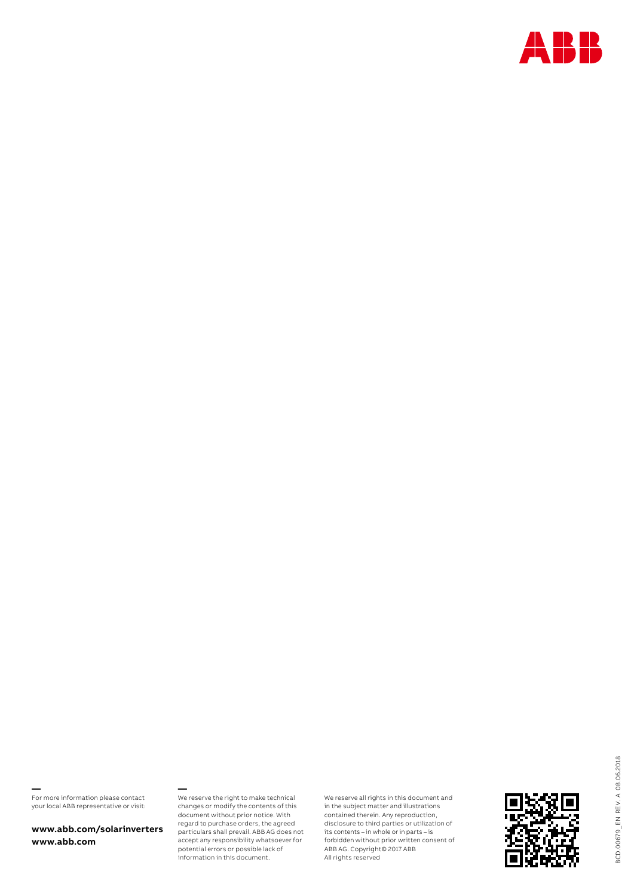For more information please contact your local ABB representative or visit:

**www.abb.com/solarinverters**
**www.abb.com**

We reserve the right to make technical changes or modify the contents of this document without prior notice. With regard to purchase orders, the agreed particulars shall prevail. ABB AG does not accept any responsibility whatsoever for potential errors or possible lack of information in this document.

We reserve all rights in this document and in the subject matter and illustrations contained therein. Any reproduction, disclosure to third parties or utilization of its contents – in whole or in parts – is forbidden without prior written consent of ABB AG. Copyright© 2017 ABB
All rights reserved

BCD.00679_EN REV. A 08.06.2018